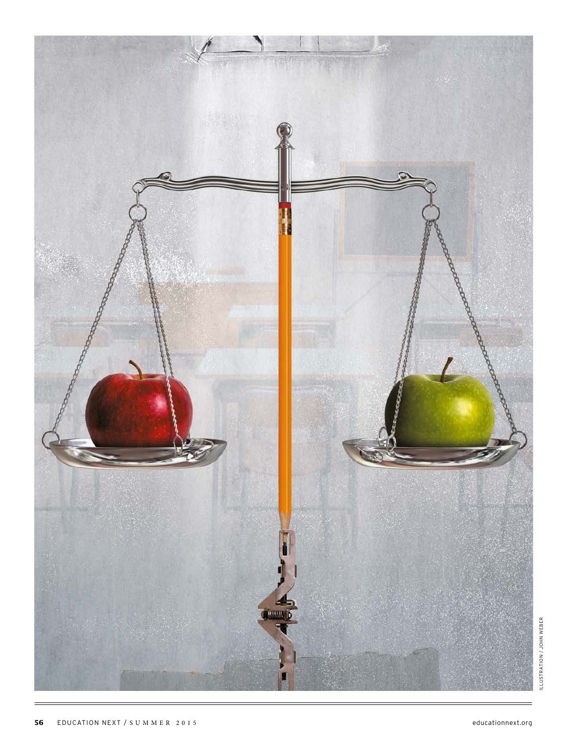ILLUSTRATION / JOHN WEBER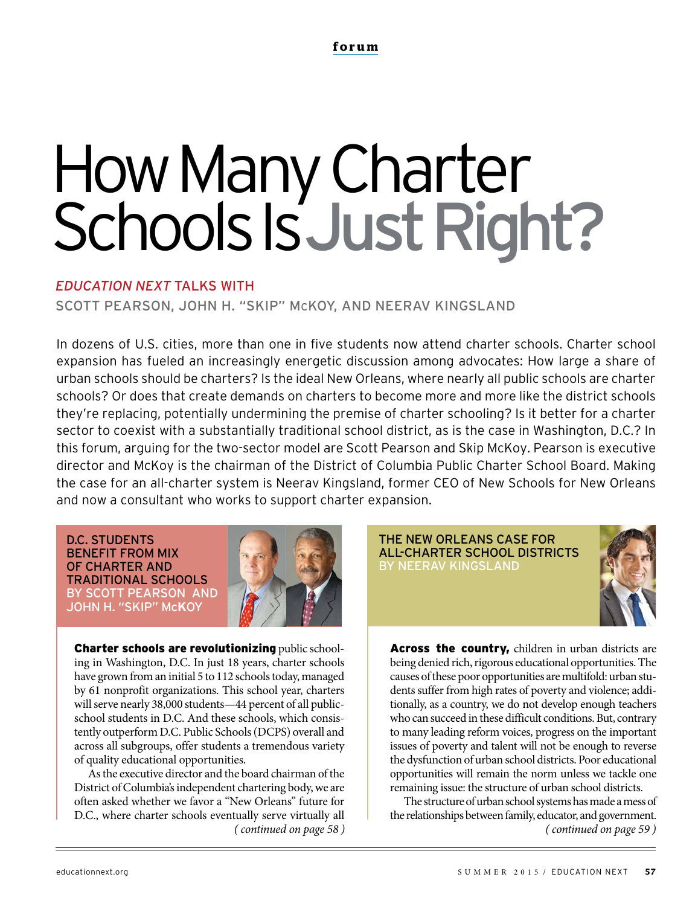# How Many Charter Schools Is Just Right?

*EDUCATION NEXT* TALKS WITH

SCOTT PEARSON, JOHN H. "SKIP" McKOY, AND NEERAV KINGSLAND

In dozens of U.S. cities, more than one in five students now attend charter schools. Charter school expansion has fueled an increasingly energetic discussion among advocates: How large a share of urban schools should be charters? Is the ideal New Orleans, where nearly all public schools are charter schools? Or does that create demands on charters to become more and more like the district schools they're replacing, potentially undermining the premise of charter schooling? Is it better for a charter sector to coexist with a substantially traditional school district, as is the case in Washington, D.C.? In this forum, arguing for the two-sector model are Scott Pearson and Skip McKoy. Pearson is executive director and McKoy is the chairman of the District of Columbia Public Charter School Board. Making the case for an all-charter system is Neerav Kingsland, former CEO of New Schools for New Orleans and now a consultant who works to support charter expansion.

## D.C. STUDENTS BENEFIT FROM MIX OF CHARTER AND TRADITIONAL SCHOOLS

BY SCOTT PEARSON AND JOHN H. "SKIP" McKOY

**Charter schools are revolutionizing** public schooling in Washington, D.C. In just 18 years, charter schools have grown from an initial 5 to 112 schools today, managed by 61 nonprofit organizations. This school year, charters will serve nearly 38,000 students—44 percent of all public-school students in D.C. And these schools, which consistently outperform D.C. Public Schools (DCPS) overall and across all subgroups, offer students a tremendous variety of quality educational opportunities.

As the executive director and the board chairman of the District of Columbia's independent chartering body, we are often asked whether we favor a "New Orleans" future for D.C., where charter schools eventually serve virtually all

*( continued on page 58 )*

## THE NEW ORLEANS CASE FOR ALL-CHARTER SCHOOL DISTRICTS

BY NEERAV KINGSLAND

**Across the country,** children in urban districts are being denied rich, rigorous educational opportunities. The causes of these poor opportunities are multifold: urban students suffer from high rates of poverty and violence; additionally, as a country, we do not develop enough teachers who can succeed in these difficult conditions. But, contrary to many leading reform voices, progress on the important issues of poverty and talent will not be enough to reverse the dysfunction of urban school districts. Poor educational opportunities will remain the norm unless we tackle one remaining issue: the structure of urban school districts.

The structure of urban school systems has made a mess of the relationships between family, educator, and government.

*( continued on page 59 )*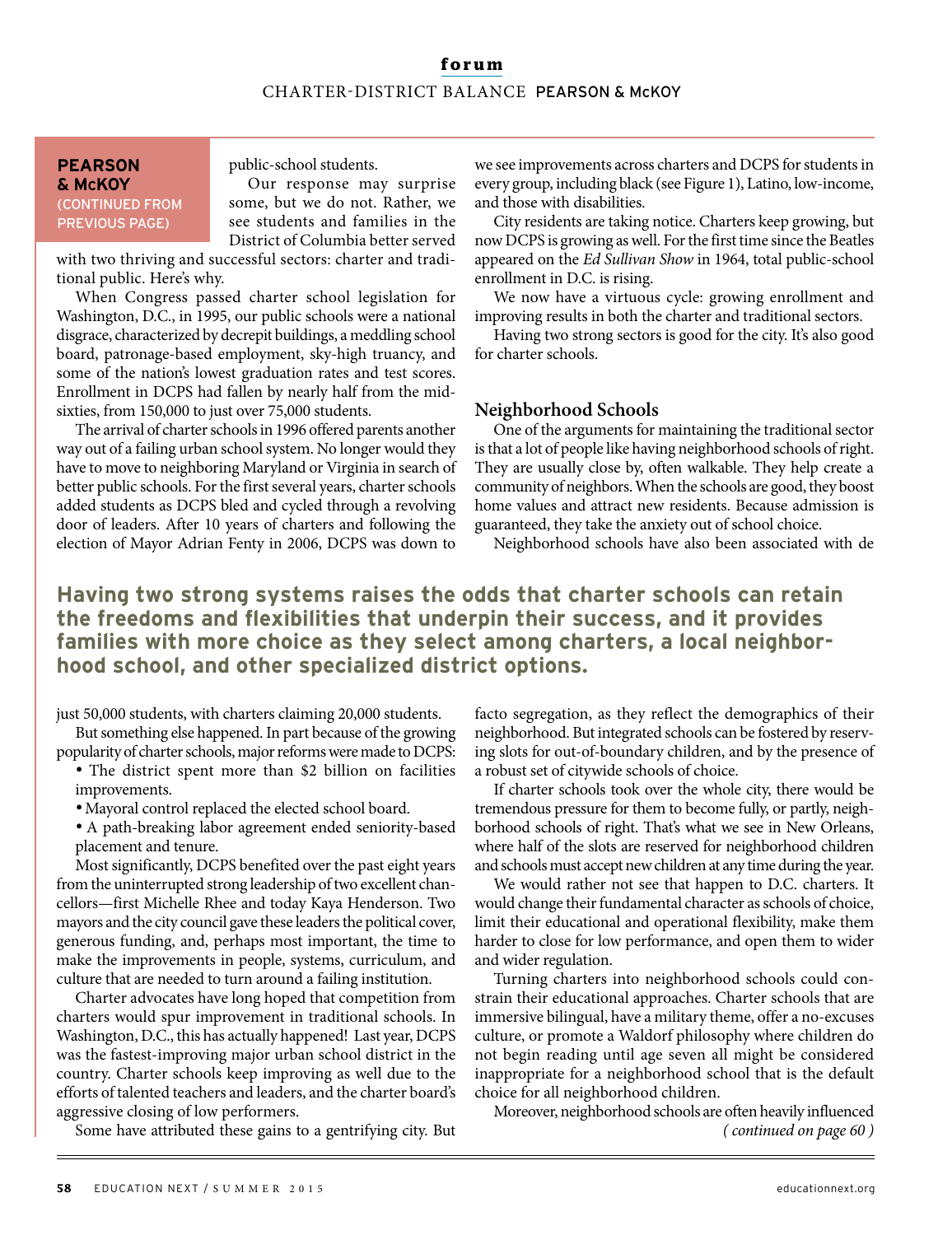**PEARSON & McKOY** (CONTINUED FROM PREVIOUS PAGE)

public-school students.

Our response may surprise some, but we do not. Rather, we see students and families in the District of Columbia better served with two thriving and successful sectors: charter and traditional public. Here's why.

When Congress passed charter school legislation for Washington, D.C., in 1995, our public schools were a national disgrace, characterized by decrepit buildings, a meddling school board, patronage-based employment, sky-high truancy, and some of the nation's lowest graduation rates and test scores. Enrollment in DCPS had fallen by nearly half from the mid-sixties, from 150,000 to just over 75,000 students.

The arrival of charter schools in 1996 offered parents another way out of a failing urban school system. No longer would they have to move to neighboring Maryland or Virginia in search of better public schools. For the first several years, charter schools added students as DCPS bled and cycled through a revolving door of leaders. After 10 years of charters and following the election of Mayor Adrian Fenty in 2006, DCPS was down to just 50,000 students, with charters claiming 20,000 students.

But something else happened. In part because of the growing popularity of charter schools, major reforms were made to DCPS:

- The district spent more than $2 billion on facilities improvements.
- Mayoral control replaced the elected school board.
- A path-breaking labor agreement ended seniority-based placement and tenure.

Most significantly, DCPS benefited over the past eight years from the uninterrupted strong leadership of two excellent chancellors—first Michelle Rhee and today Kaya Henderson. Two mayors and the city council gave these leaders the political cover, generous funding, and, perhaps most important, the time to make the improvements in people, systems, curriculum, and culture that are needed to turn around a failing institution.

Charter advocates have long hoped that competition from charters would spur improvement in traditional schools. In Washington, D.C., this has actually happened! Last year, DCPS was the fastest-improving major urban school district in the country. Charter schools keep improving as well due to the efforts of talented teachers and leaders, and the charter board's aggressive closing of low performers.

Some have attributed these gains to a gentrifying city. But we see improvements across charters and DCPS for students in every group, including black (see Figure 1), Latino, low-income, and those with disabilities.

City residents are taking notice. Charters keep growing, but now DCPS is growing as well. For the first time since the Beatles appeared on the *Ed Sullivan Show* in 1964, total public-school enrollment in D.C. is rising.

We now have a virtuous cycle: growing enrollment and improving results in both the charter and traditional sectors.

Having two strong sectors is good for the city. It's also good for charter schools.

**Having two strong systems raises the odds that charter schools can retain the freedoms and flexibilities that underpin their success, and it provides families with more choice as they select among charters, a local neighborhood school, and other specialized district options.**

## Neighborhood Schools

One of the arguments for maintaining the traditional sector is that a lot of people like having neighborhood schools of right. They are usually close by, often walkable. They help create a community of neighbors. When the schools are good, they boost home values and attract new residents. Because admission is guaranteed, they take the anxiety out of school choice.

Neighborhood schools have also been associated with de facto segregation, as they reflect the demographics of their neighborhood. But integrated schools can be fostered by reserving slots for out-of-boundary children, and by the presence of a robust set of citywide schools of choice.

If charter schools took over the whole city, there would be tremendous pressure for them to become fully, or partly, neighborhood schools of right. That's what we see in New Orleans, where half of the slots are reserved for neighborhood children and schools must accept new children at any time during the year.

We would rather not see that happen to D.C. charters. It would change their fundamental character as schools of choice, limit their educational and operational flexibility, make them harder to close for low performance, and open them to wider and wider regulation.

Turning charters into neighborhood schools could constrain their educational approaches. Charter schools that are immersive bilingual, have a military theme, offer a no-excuses culture, or promote a Waldorf philosophy where children do not begin reading until age seven all might be considered inappropriate for a neighborhood school that is the default choice for all neighborhood children.

Moreover, neighborhood schools are often heavily influenced

*( continued on page 60 )*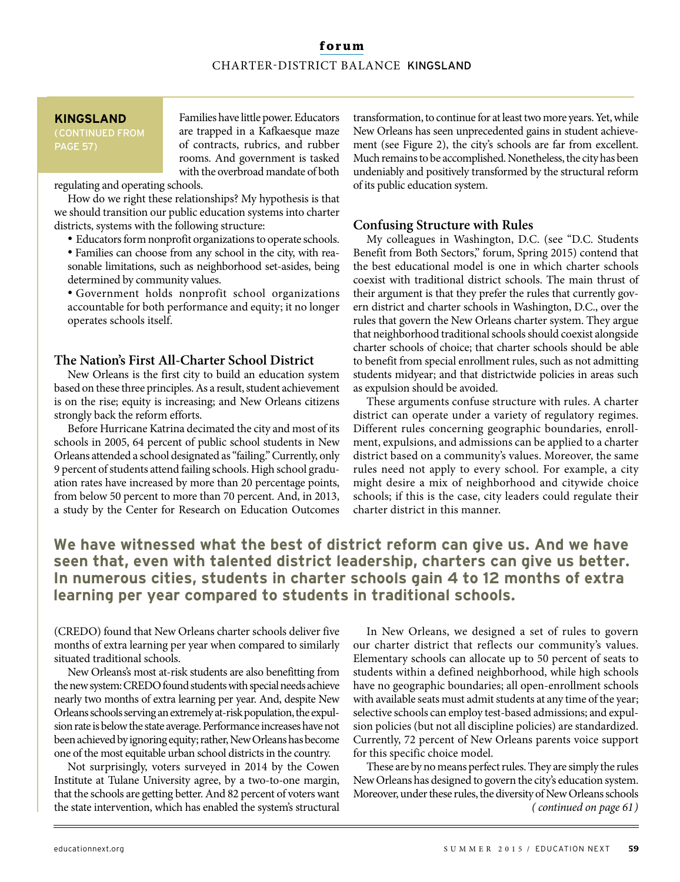**KINGSLAND**
(CONTINUED FROM PAGE 57)

Families have little power. Educators are trapped in a Kafkaesque maze of contracts, rubrics, and rubber rooms. And government is tasked with the overbroad mandate of both regulating and operating schools.

How do we right these relationships? My hypothesis is that we should transition our public education systems into charter districts, systems with the following structure:

- Educators form nonprofit organizations to operate schools.
- Families can choose from any school in the city, with reasonable limitations, such as neighborhood set-asides, being determined by community values.
- Government holds nonprofit school organizations accountable for both performance and equity; it no longer operates schools itself.

### The Nation's First All-Charter School District

New Orleans is the first city to build an education system based on these three principles. As a result, student achievement is on the rise; equity is increasing; and New Orleans citizens strongly back the reform efforts.

Before Hurricane Katrina decimated the city and most of its schools in 2005, 64 percent of public school students in New Orleans attended a school designated as "failing." Currently, only 9 percent of students attend failing schools. High school graduation rates have increased by more than 20 percentage points, from below 50 percent to more than 70 percent. And, in 2013, a study by the Center for Research on Education Outcomes (CREDO) found that New Orleans charter schools deliver five months of extra learning per year when compared to similarly situated traditional schools.

New Orleans's most at-risk students are also benefitting from the new system: CREDO found students with special needs achieve nearly two months of extra learning per year. And, despite New Orleans schools serving an extremely at-risk population, the expulsion rate is below the state average. Performance increases have not been achieved by ignoring equity; rather, New Orleans has become one of the most equitable urban school districts in the country.

Not surprisingly, voters surveyed in 2014 by the Cowen Institute at Tulane University agree, by a two-to-one margin, that the schools are getting better. And 82 percent of voters want the state intervention, which has enabled the system's structural transformation, to continue for at least two more years. Yet, while New Orleans has seen unprecedented gains in student achievement (see Figure 2), the city's schools are far from excellent. Much remains to be accomplished. Nonetheless, the city has been undeniably and positively transformed by the structural reform of its public education system.

### Confusing Structure with Rules

My colleagues in Washington, D.C. (see "D.C. Students Benefit from Both Sectors," forum, Spring 2015) contend that the best educational model is one in which charter schools coexist with traditional district schools. The main thrust of their argument is that they prefer the rules that currently govern district and charter schools in Washington, D.C., over the rules that govern the New Orleans charter system. They argue that neighborhood traditional schools should coexist alongside charter schools of choice; that charter schools should be able to benefit from special enrollment rules, such as not admitting students midyear; and that districtwide policies in areas such as expulsion should be avoided.

These arguments confuse structure with rules. A charter district can operate under a variety of regulatory regimes. Different rules concerning geographic boundaries, enrollment, expulsions, and admissions can be applied to a charter district based on a community's values. Moreover, the same rules need not apply to every school. For example, a city might desire a mix of neighborhood and citywide choice schools; if this is the case, city leaders could regulate their charter district in this manner.

**We have witnessed what the best of district reform can give us. And we have seen that, even with talented district leadership, charters can give us better. In numerous cities, students in charter schools gain 4 to 12 months of extra learning per year compared to students in traditional schools.**

In New Orleans, we designed a set of rules to govern our charter district that reflects our community's values. Elementary schools can allocate up to 50 percent of seats to students within a defined neighborhood, while high schools have no geographic boundaries; all open-enrollment schools with available seats must admit students at any time of the year; selective schools can employ test-based admissions; and expulsion policies (but not all discipline policies) are standardized. Currently, 72 percent of New Orleans parents voice support for this specific choice model.

These are by no means perfect rules. They are simply the rules New Orleans has designed to govern the city's education system. Moreover, under these rules, the diversity of New Orleans schools *(continued on page 61)*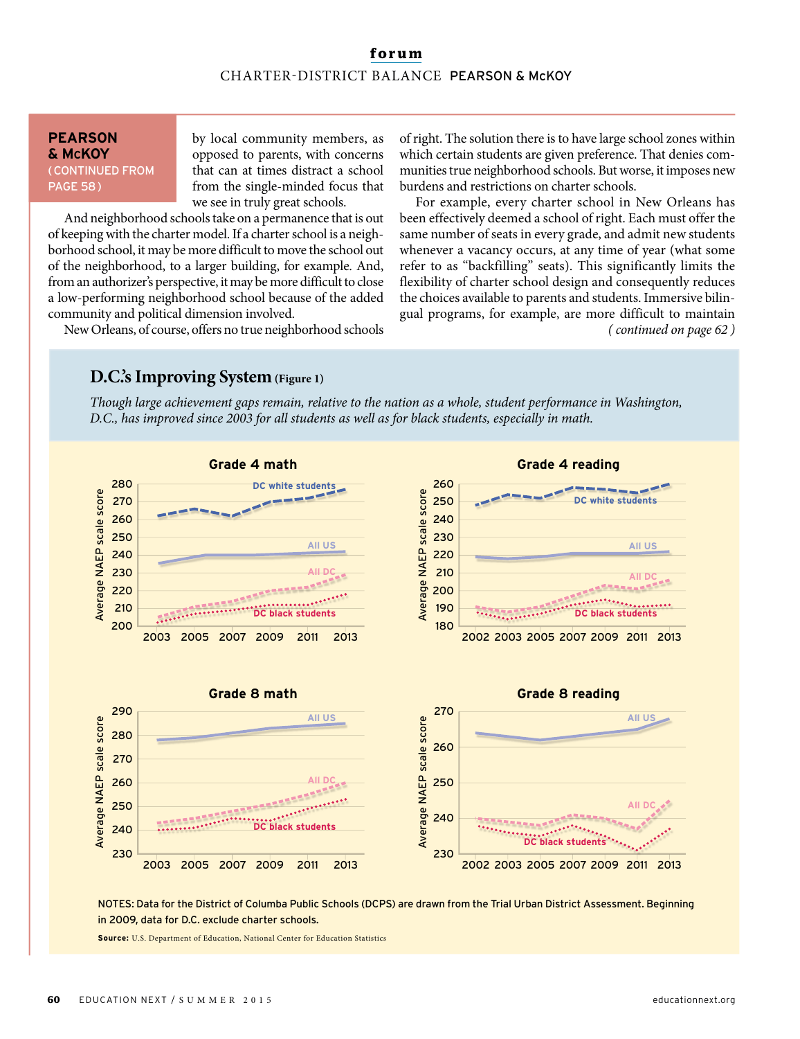**PEARSON & McKOY** (CONTINUED FROM PAGE 58)

by local community members, as opposed to parents, with concerns that can at times distract a school from the single-minded focus that we see in truly great schools.

And neighborhood schools take on a permanence that is out of keeping with the charter model. If a charter school is a neighborhood school, it may be more difficult to move the school out of the neighborhood, to a larger building, for example. And, from an authorizer's perspective, it may be more difficult to close a low-performing neighborhood school because of the added community and political dimension involved.

New Orleans, of course, offers no true neighborhood schools of right. The solution there is to have large school zones within which certain students are given preference. That denies communities true neighborhood schools. But worse, it imposes new burdens and restrictions on charter schools.

For example, every charter school in New Orleans has been effectively deemed a school of right. Each must offer the same number of seats in every grade, and admit new students whenever a vacancy occurs, at any time of year (what some refer to as "backfilling" seats). This significantly limits the flexibility of charter school design and consequently reduces the choices available to parents and students. Immersive bilingual programs, for example, are more difficult to maintain

*(continued on page 62)*

## D.C.'s Improving System (Figure 1)

*Though large achievement gaps remain, relative to the nation as a whole, student performance in Washington, D.C., has improved since 2003 for all students as well as for black students, especially in math.*

**Grade 4 math**

Average NAEP scale score
280
270
260
250
240
230
220
210
200
2003 2005 2007 2009 2011 2013
DC white students
All US
All DC
DC black students

**Grade 4 reading**

Average NAEP scale score
260
250
240
230
220
210
200
190
180
2002 2003 2005 2007 2009 2011 2013
DC white students
All US
All DC
DC black students

**Grade 8 math**

Average NAEP scale score
290
280
270
260
250
240
230
2003 2005 2007 2009 2011 2013
All US
All DC
DC black students

**Grade 8 reading**

Average NAEP scale score
270
260
250
240
230
2002 2003 2005 2007 2009 2011 2013
All US
All DC
DC black students

NOTES: Data for the District of Columba Public Schools (DCPS) are drawn from the Trial Urban District Assessment. Beginning in 2009, data for D.C. exclude charter schools.

**Source:** U.S. Department of Education, National Center for Education Statistics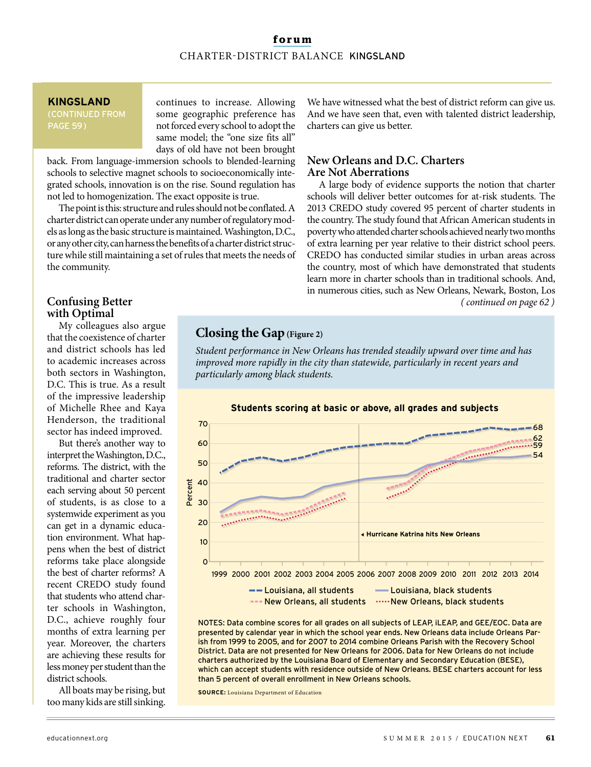**KINGSLAND**
(CONTINUED FROM PAGE 59)

continues to increase. Allowing some geographic preference has not forced every school to adopt the same model; the "one size fits all" days of old have not been brought back. From language-immersion schools to blended-learning schools to selective magnet schools to socioeconomically integrated schools, innovation is on the rise. Sound regulation has not led to homogenization. The exact opposite is true.

The point is this: structure and rules should not be conflated. A charter district can operate under any number of regulatory models as long as the basic structure is maintained. Washington, D.C., or any other city, can harness the benefits of a charter district structure while still maintaining a set of rules that meets the needs of the community.

## Confusing Better with Optimal

My colleagues also argue that the coexistence of charter and district schools has led to academic increases across both sectors in Washington, D.C. This is true. As a result of the impressive leadership of Michelle Rhee and Kaya Henderson, the traditional sector has indeed improved.

But there's another way to interpret the Washington, D.C., reforms. The district, with the traditional and charter sector each serving about 50 percent of students, is as close to a systemwide experiment as you can get in a dynamic education environment. What happens when the best of district reforms take place alongside the best of charter reforms? A recent CREDO study found that students who attend charter schools in Washington, D.C., achieve roughly four months of extra learning per year. Moreover, the charters are achieving these results for less money per student than the district schools.

All boats may be rising, but too many kids are still sinking. We have witnessed what the best of district reform can give us. And we have seen that, even with talented district leadership, charters can give us better.

## New Orleans and D.C. Charters Are Not Aberrations

A large body of evidence supports the notion that charter schools will deliver better outcomes for at-risk students. The 2013 CREDO study covered 95 percent of charter students in the country. The study found that African American students in poverty who attended charter schools achieved nearly two months of extra learning per year relative to their district school peers. CREDO has conducted similar studies in urban areas across the country, most of which have demonstrated that students learn more in charter schools than in traditional schools. And, in numerous cities, such as New Orleans, Newark, Boston, Los

*(continued on page 62)*

### Closing the Gap (Figure 2)

*Student performance in New Orleans has trended steadily upward over time and has improved more rapidly in the city than statewide, particularly in recent years and particularly among black students.*

Students scoring at basic or above, all grades and subjects

Percent

0
10
20
30
40
50
60
70

1999 2000 2001 2002 2003 2004 2005 2006 2007 2008 2009 2010 2011 2012 2013 2014

68
62
59
54

Hurricane Katrina hits New Orleans

Louisiana, all students
Louisiana, black students
New Orleans, all students
New Orleans, black students

NOTES: Data combine scores for all grades on all subjects of LEAP, iLEAP, and GEE/EOC. Data are presented by calendar year in which the school year ends. New Orleans data include Orleans Parish from 1999 to 2005, and for 2007 to 2014 combine Orleans Parish with the Recovery School District. Data are not presented for New Orleans for 2006. Data for New Orleans do not include charters authorized by the Louisiana Board of Elementary and Secondary Education (BESE), which can accept students with residence outside of New Orleans. BESE charters account for less than 5 percent of overall enrollment in New Orleans schools.

**SOURCE:** Louisiana Department of Education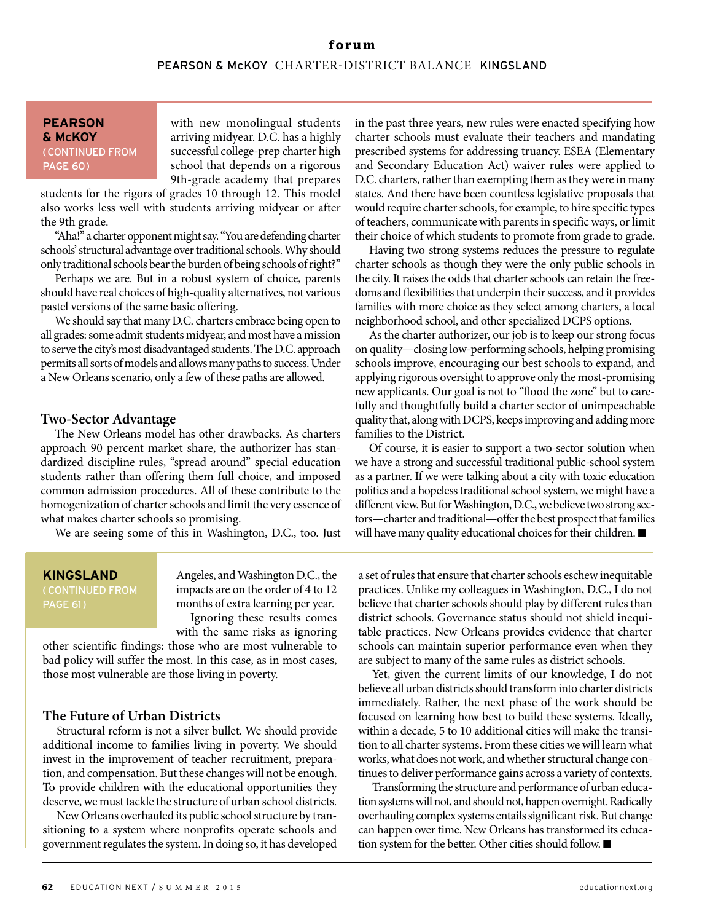## PEARSON & McKOY (CONTINUED FROM PAGE 60)

with new monolingual students arriving midyear. D.C. has a highly successful college-prep charter high school that depends on a rigorous 9th-grade academy that prepares students for the rigors of grades 10 through 12. This model also works less well with students arriving midyear or after the 9th grade.

"Aha!" a charter opponent might say. "You are defending charter schools' structural advantage over traditional schools. Why should only traditional schools bear the burden of being schools of right?"

Perhaps we are. But in a robust system of choice, parents should have real choices of high-quality alternatives, not various pastel versions of the same basic offering.

We should say that many D.C. charters embrace being open to all grades: some admit students midyear, and most have a mission to serve the city's most disadvantaged students. The D.C. approach permits all sorts of models and allows many paths to success. Under a New Orleans scenario, only a few of these paths are allowed.

### Two-Sector Advantage

The New Orleans model has other drawbacks. As charters approach 90 percent market share, the authorizer has standardized discipline rules, "spread around" special education students rather than offering them full choice, and imposed common admission procedures. All of these contribute to the homogenization of charter schools and limit the very essence of what makes charter schools so promising.

We are seeing some of this in Washington, D.C., too. Just in the past three years, new rules were enacted specifying how charter schools must evaluate their teachers and mandating prescribed systems for addressing truancy. ESEA (Elementary and Secondary Education Act) waiver rules were applied to D.C. charters, rather than exempting them as they were in many states. And there have been countless legislative proposals that would require charter schools, for example, to hire specific types of teachers, communicate with parents in specific ways, or limit their choice of which students to promote from grade to grade.

Having two strong systems reduces the pressure to regulate charter schools as though they were the only public schools in the city. It raises the odds that charter schools can retain the freedoms and flexibilities that underpin their success, and it provides families with more choice as they select among charters, a local neighborhood school, and other specialized DCPS options.

As the charter authorizer, our job is to keep our strong focus on quality—closing low-performing schools, helping promising schools improve, encouraging our best schools to expand, and applying rigorous oversight to approve only the most-promising new applicants. Our goal is not to "flood the zone" but to carefully and thoughtfully build a charter sector of unimpeachable quality that, along with DCPS, keeps improving and adding more families to the District.

Of course, it is easier to support a two-sector solution when we have a strong and successful traditional public-school system as a partner. If we were talking about a city with toxic education politics and a hopeless traditional school system, we might have a different view. But for Washington, D.C., we believe two strong sectors—charter and traditional—offer the best prospect that families will have many quality educational choices for their children. ■

## KINGSLAND (CONTINUED FROM PAGE 61)

Angeles, and Washington D.C., the impacts are on the order of 4 to 12 months of extra learning per year.

Ignoring these results comes with the same risks as ignoring other scientific findings: those who are most vulnerable to bad policy will suffer the most. In this case, as in most cases, those most vulnerable are those living in poverty.

### The Future of Urban Districts

Structural reform is not a silver bullet. We should provide additional income to families living in poverty. We should invest in the improvement of teacher recruitment, preparation, and compensation. But these changes will not be enough. To provide children with the educational opportunities they deserve, we must tackle the structure of urban school districts.

New Orleans overhauled its public school structure by transitioning to a system where nonprofits operate schools and government regulates the system. In doing so, it has developed a set of rules that ensure that charter schools eschew inequitable practices. Unlike my colleagues in Washington, D.C., I do not believe that charter schools should play by different rules than district schools. Governance status should not shield inequitable practices. New Orleans provides evidence that charter schools can maintain superior performance even when they are subject to many of the same rules as district schools.

Yet, given the current limits of our knowledge, I do not believe all urban districts should transform into charter districts immediately. Rather, the next phase of the work should be focused on learning how best to build these systems. Ideally, within a decade, 5 to 10 additional cities will make the transition to all charter systems. From these cities we will learn what works, what does not work, and whether structural change continues to deliver performance gains across a variety of contexts.

Transforming the structure and performance of urban education systems will not, and should not, happen overnight. Radically overhauling complex systems entails significant risk. But change can happen over time. New Orleans has transformed its education system for the better. Other cities should follow. ■